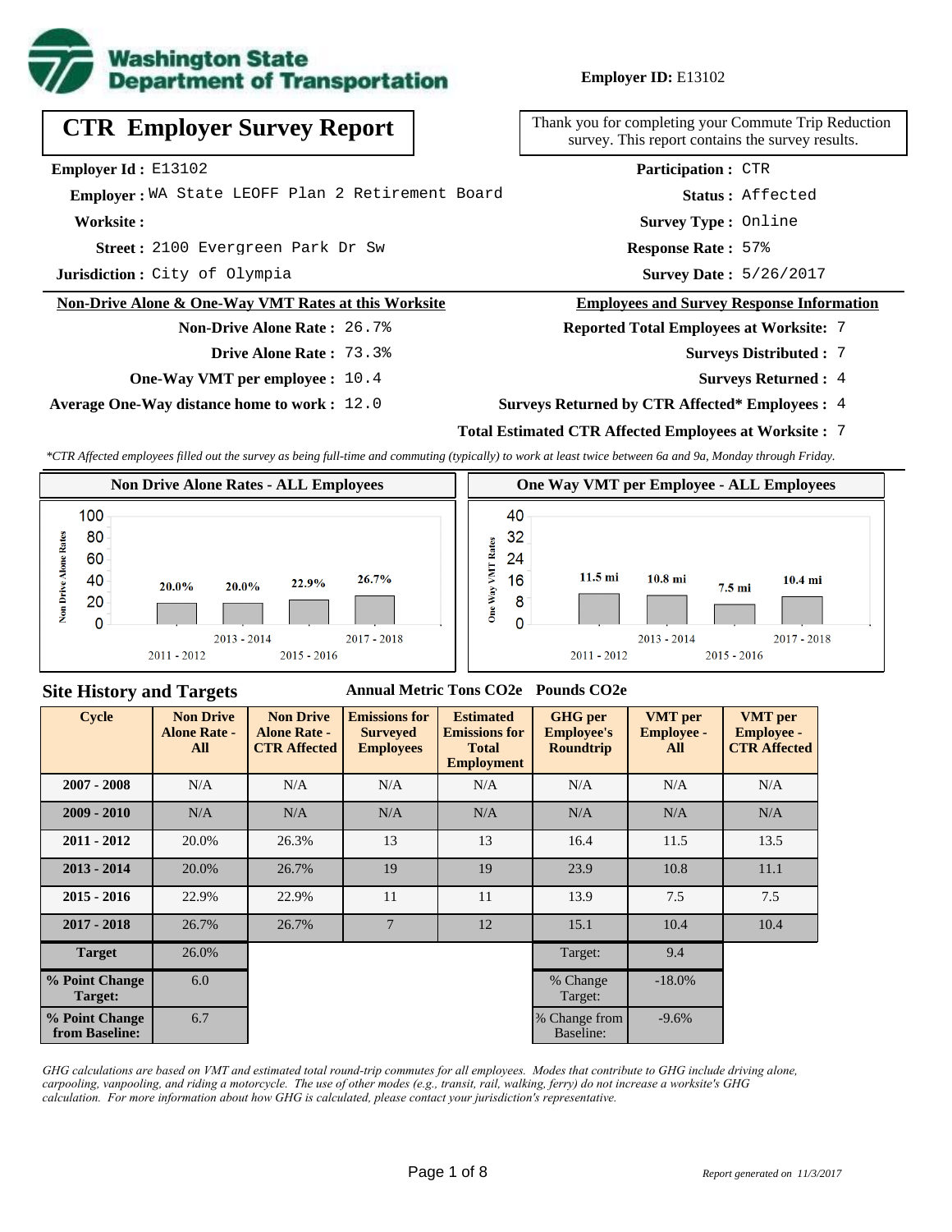**Employer ID:** E13102

# CTR Employer Survey Report

Thank you for completing your Commute Trip Reduction survey. This report contains the survey results.

**Employer Id :** E13102
**Employer :** WA State LEOFF Plan 2 Retirement Board
**Worksite :**
**Street :** 2100 Evergreen Park Dr Sw
**Jurisdiction :** City of Olympia

**Participation :** CTR
**Status :** Affected
**Survey Type :** Online
**Response Rate :** 57%
**Survey Date :** 5/26/2017

## Non-Drive Alone & One-Way VMT Rates at this Worksite

**Non-Drive Alone Rate :** 26.7%
**Drive Alone Rate :** 73.3%
**One-Way VMT per employee :** 10.4
**Average One-Way distance home to work :** 12.0

## Employees and Survey Response Information

**Reported Total Employees at Worksite:** 7
**Surveys Distributed :** 7
**Surveys Returned :** 4
**Surveys Returned by CTR Affected* Employees :** 4
**Total Estimated CTR Affected Employees at Worksite :** 7

*\*CTR Affected employees filled out the survey as being full-time and commuting (typically) to work at least twice between 6a and 9a, Monday through Friday.*

### Non Drive Alone Rates - ALL Employees

| Cycle | Rate |
|---|---|
| 2011 - 2012 | 20.0% |
| 2013 - 2014 | 20.0% |
| 2015 - 2016 | 22.9% |
| 2017 - 2018 | 26.7% |

### One Way VMT per Employee - ALL Employees

| Cycle | VMT |
|---|---|
| 2011 - 2012 | 11.5 mi |
| 2013 - 2014 | 10.8 mi |
| 2015 - 2016 | 7.5 mi |
| 2017 - 2018 | 10.4 mi |

## Site History and Targets

| Cycle | Non Drive Alone Rate - All | Non Drive Alone Rate - CTR Affected | Emissions for Surveyed Employees (Annual Metric Tons CO2e) | Estimated Emissions for Total Employment (Annual Metric Tons CO2e) | GHG per Employee's Roundtrip (Pounds CO2e) | VMT per Employee - All | VMT per Employee - CTR Affected |
|---|---|---|---|---|---|---|---|
| 2007 - 2008 | N/A | N/A | N/A | N/A | N/A | N/A | N/A |
| 2009 - 2010 | N/A | N/A | N/A | N/A | N/A | N/A | N/A |
| 2011 - 2012 | 20.0% | 26.3% | 13 | 13 | 16.4 | 11.5 | 13.5 |
| 2013 - 2014 | 20.0% | 26.7% | 19 | 19 | 23.9 | 10.8 | 11.1 |
| 2015 - 2016 | 22.9% | 22.9% | 11 | 11 | 13.9 | 7.5 | 7.5 |
| 2017 - 2018 | 26.7% | 26.7% | 7 | 12 | 15.1 | 10.4 | 10.4 |
| Target | 26.0% | | | | Target: | 9.4 | |
| % Point Change Target: | 6.0 | | | | % Change Target: | -18.0% | |
| % Point Change from Baseline: | 6.7 | | | | % Change from Baseline: | -9.6% | |

*GHG calculations are based on VMT and estimated total round-trip commutes for all employees. Modes that contribute to GHG include driving alone, carpooling, vanpooling, and riding a motorcycle. The use of other modes (e.g., transit, rail, walking, ferry) do not increase a worksite's GHG calculation. For more information about how GHG is calculated, please contact your jurisdiction's representative.*

*Report generated on 11/3/2017*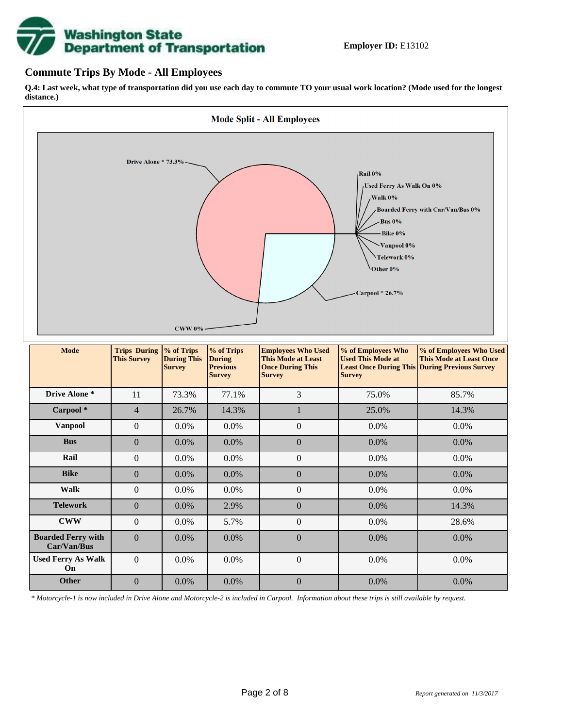**Employer ID:** E13102

## Commute Trips By Mode - All Employees

**Q.4: Last week, what type of transportation did you use each day to commute TO your usual work location? (Mode used for the longest distance.)**

**Mode Split - All Employees**

Drive Alone * 73.3%, Carpool * 26.7%, CWW 0%, Rail 0%, Used Ferry As Walk On 0%, Walk 0%, Boarded Ferry with Car/Van/Bus 0%, Bus 0%, Bike 0%, Vanpool 0%, Telework 0%, Other 0%

| Mode | Trips During This Survey | % of Trips During This Survey | % of Trips During Previous Survey | Employees Who Used This Mode at Least Once During This Survey | % of Employees Who Used This Mode at Least Once During This Survey | % of Employees Who Used This Mode at Least Once During Previous Survey |
|---|---|---|---|---|---|---|
| Drive Alone * | 11 | 73.3% | 77.1% | 3 | 75.0% | 85.7% |
| Carpool * | 4 | 26.7% | 14.3% | 1 | 25.0% | 14.3% |
| Vanpool | 0 | 0.0% | 0.0% | 0 | 0.0% | 0.0% |
| Bus | 0 | 0.0% | 0.0% | 0 | 0.0% | 0.0% |
| Rail | 0 | 0.0% | 0.0% | 0 | 0.0% | 0.0% |
| Bike | 0 | 0.0% | 0.0% | 0 | 0.0% | 0.0% |
| Walk | 0 | 0.0% | 0.0% | 0 | 0.0% | 0.0% |
| Telework | 0 | 0.0% | 2.9% | 0 | 0.0% | 14.3% |
| CWW | 0 | 0.0% | 5.7% | 0 | 0.0% | 28.6% |
| Boarded Ferry with Car/Van/Bus | 0 | 0.0% | 0.0% | 0 | 0.0% | 0.0% |
| Used Ferry As Walk On | 0 | 0.0% | 0.0% | 0 | 0.0% | 0.0% |
| Other | 0 | 0.0% | 0.0% | 0 | 0.0% | 0.0% |

*\* Motorcycle-1 is now included in Drive Alone and Motorcycle-2 is included in Carpool. Information about these trips is still available by request.*

*Report generated on 11/3/2017*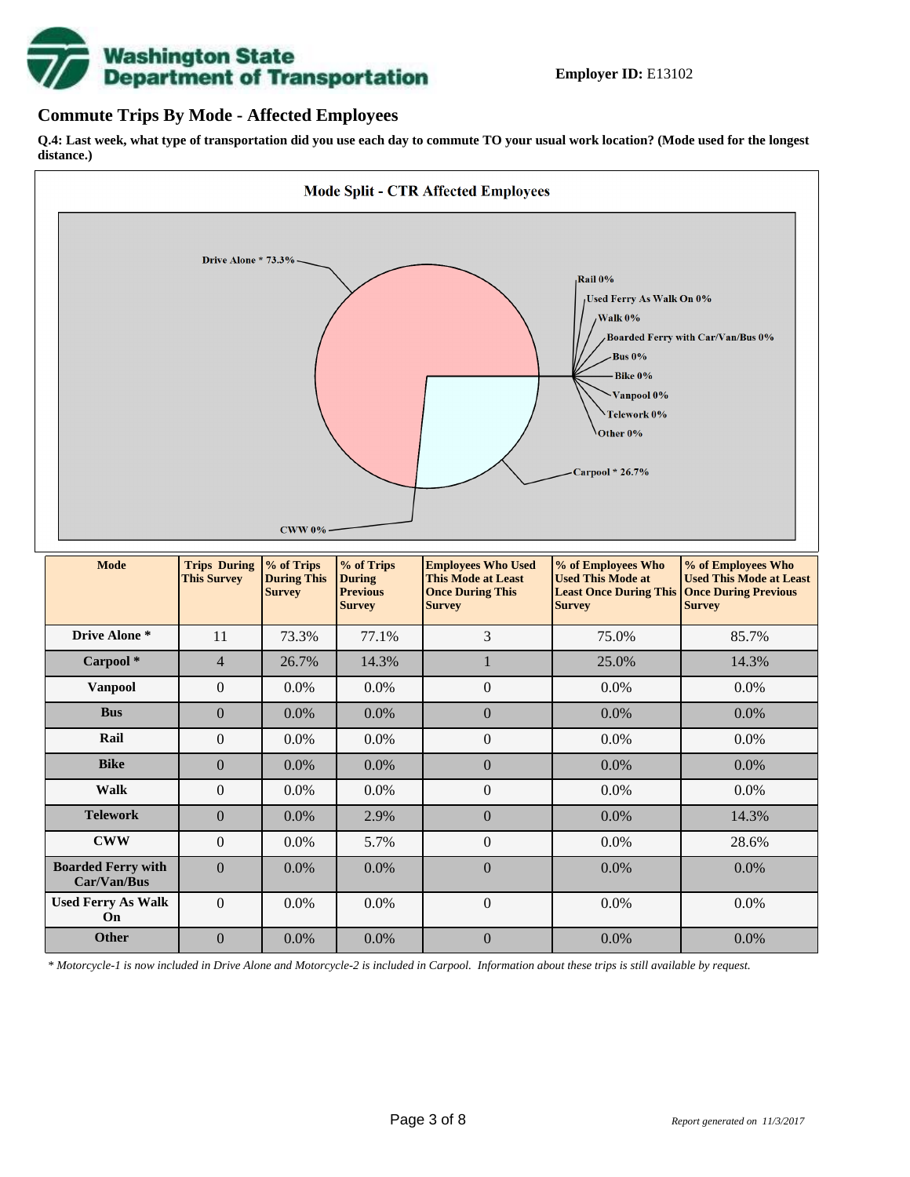**Employer ID:** E13102

## Commute Trips By Mode - Affected Employees

**Q.4: Last week, what type of transportation did you use each day to commute TO your usual work location? (Mode used for the longest distance.)**

**Mode Split - CTR Affected Employees**

Drive Alone * 73.3%
Rail 0%
Used Ferry As Walk On 0%
Walk 0%
Boarded Ferry with Car/Van/Bus 0%
Bus 0%
Bike 0%
Vanpool 0%
Telework 0%
Other 0%
Carpool * 26.7%
CWW 0%

| Mode | Trips During This Survey | % of Trips During This Survey | % of Trips During Previous Survey | Employees Who Used This Mode at Least Once During This Survey | % of Employees Who Used This Mode at Least Once During This Survey | % of Employees Who Used This Mode at Least Once During Previous Survey |
|---|---|---|---|---|---|---|
| Drive Alone * | 11 | 73.3% | 77.1% | 3 | 75.0% | 85.7% |
| Carpool * | 4 | 26.7% | 14.3% | 1 | 25.0% | 14.3% |
| Vanpool | 0 | 0.0% | 0.0% | 0 | 0.0% | 0.0% |
| Bus | 0 | 0.0% | 0.0% | 0 | 0.0% | 0.0% |
| Rail | 0 | 0.0% | 0.0% | 0 | 0.0% | 0.0% |
| Bike | 0 | 0.0% | 0.0% | 0 | 0.0% | 0.0% |
| Walk | 0 | 0.0% | 0.0% | 0 | 0.0% | 0.0% |
| Telework | 0 | 0.0% | 2.9% | 0 | 0.0% | 14.3% |
| CWW | 0 | 0.0% | 5.7% | 0 | 0.0% | 28.6% |
| Boarded Ferry with Car/Van/Bus | 0 | 0.0% | 0.0% | 0 | 0.0% | 0.0% |
| Used Ferry As Walk On | 0 | 0.0% | 0.0% | 0 | 0.0% | 0.0% |
| Other | 0 | 0.0% | 0.0% | 0 | 0.0% | 0.0% |

*\* Motorcycle-1 is now included in Drive Alone and Motorcycle-2 is included in Carpool. Information about these trips is still available by request.*

*Report generated on 11/3/2017*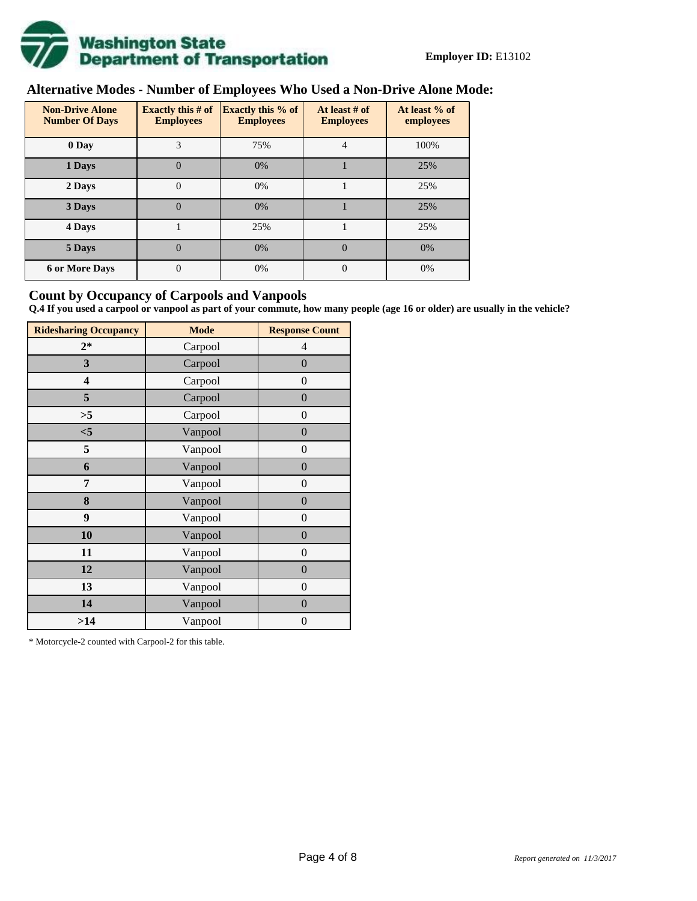**Employer ID:** E13102

## Alternative Modes - Number of Employees Who Used a Non-Drive Alone Mode:

| Non-Drive Alone Number Of Days | Exactly this # of Employees | Exactly this % of Employees | At least # of Employees | At least % of employees |
|---|---|---|---|---|
| 0 Day | 3 | 75% | 4 | 100% |
| 1 Days | 0 | 0% | 1 | 25% |
| 2 Days | 0 | 0% | 1 | 25% |
| 3 Days | 0 | 0% | 1 | 25% |
| 4 Days | 1 | 25% | 1 | 25% |
| 5 Days | 0 | 0% | 0 | 0% |
| 6 or More Days | 0 | 0% | 0 | 0% |

## Count by Occupancy of Carpools and Vanpools

**Q.4 If you used a carpool or vanpool as part of your commute, how many people (age 16 or older) are usually in the vehicle?**

| Ridesharing Occupancy | Mode | Response Count |
|---|---|---|
| 2* | Carpool | 4 |
| 3 | Carpool | 0 |
| 4 | Carpool | 0 |
| 5 | Carpool | 0 |
| >5 | Carpool | 0 |
| <5 | Vanpool | 0 |
| 5 | Vanpool | 0 |
| 6 | Vanpool | 0 |
| 7 | Vanpool | 0 |
| 8 | Vanpool | 0 |
| 9 | Vanpool | 0 |
| 10 | Vanpool | 0 |
| 11 | Vanpool | 0 |
| 12 | Vanpool | 0 |
| 13 | Vanpool | 0 |
| 14 | Vanpool | 0 |
| >14 | Vanpool | 0 |

* Motorcycle-2 counted with Carpool-2 for this table.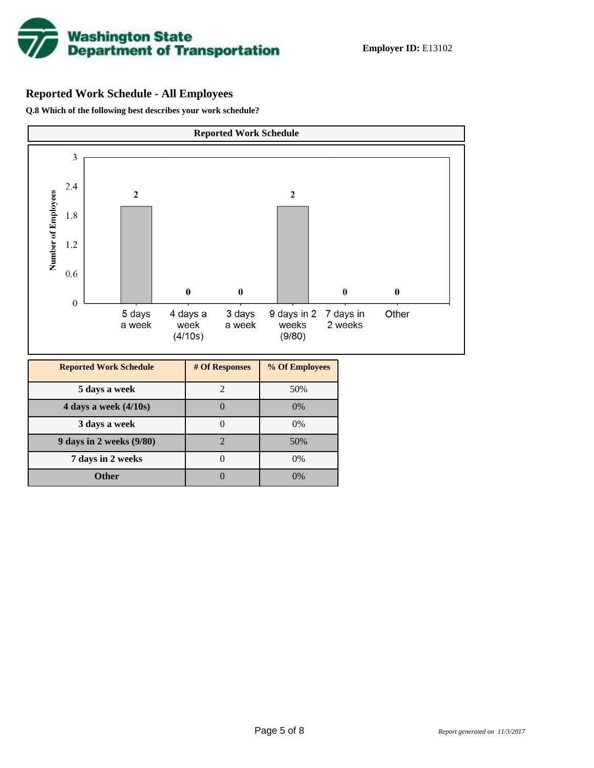**Employer ID:** E13102

## Reported Work Schedule - All Employees

**Q.8 Which of the following best describes your work schedule?**

| Reported Work Schedule | # Of Responses | % Of Employees |
|---|---|---|
| 5 days a week | 2 | 50% |
| 4 days a week (4/10s) | 0 | 0% |
| 3 days a week | 0 | 0% |
| 9 days in 2 weeks (9/80) | 2 | 50% |
| 7 days in 2 weeks | 0 | 0% |
| Other | 0 | 0% |

*Report generated on 11/3/2017*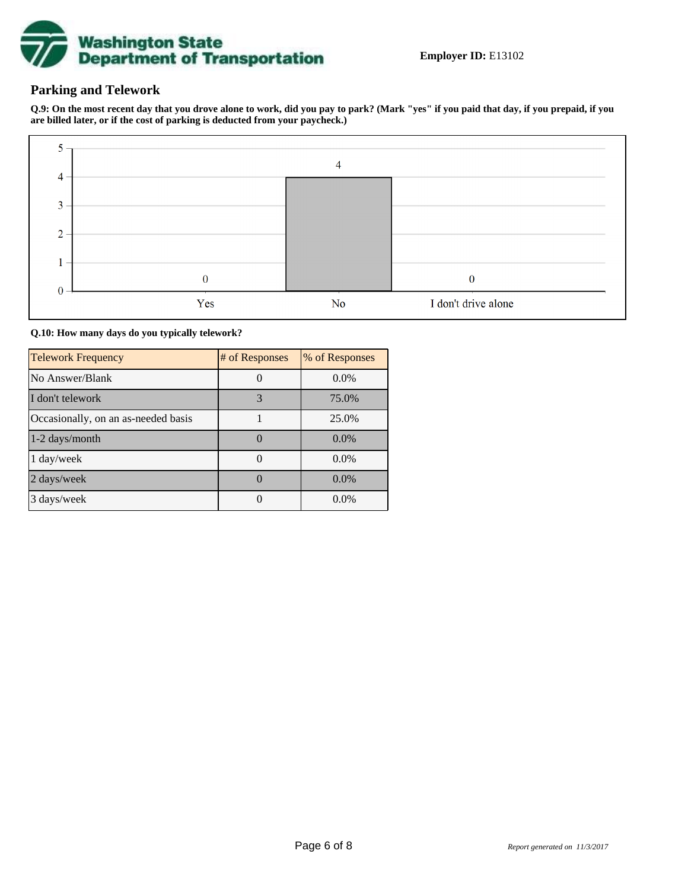**Employer ID:** E13102

## Parking and Telework

**Q.9: On the most recent day that you drove alone to work, did you pay to park? (Mark "yes" if you paid that day, if you prepaid, if you are billed later, or if the cost of parking is deducted from your paycheck.)**

| Response | Count |
|---|---|
| Yes | 0 |
| No | 4 |
| I don't drive alone | 0 |

**Q.10: How many days do you typically telework?**

| Telework Frequency | # of Responses | % of Responses |
|---|---|---|
| No Answer/Blank | 0 | 0.0% |
| I don't telework | 3 | 75.0% |
| Occasionally, on an as-needed basis | 1 | 25.0% |
| 1-2 days/month | 0 | 0.0% |
| 1 day/week | 0 | 0.0% |
| 2 days/week | 0 | 0.0% |
| 3 days/week | 0 | 0.0% |

*Report generated on 11/3/2017*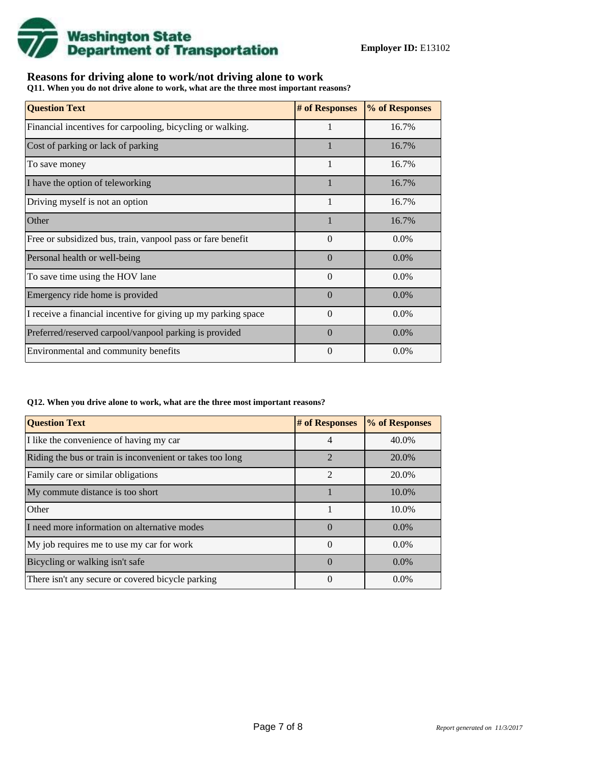**Washington State Department of Transportation**

**Employer ID:** E13102

## Reasons for driving alone to work/not driving alone to work

**Q11. When you do not drive alone to work, what are the three most important reasons?**

| Question Text | # of Responses | % of Responses |
|---|---|---|
| Financial incentives for carpooling, bicycling or walking. | 1 | 16.7% |
| Cost of parking or lack of parking | 1 | 16.7% |
| To save money | 1 | 16.7% |
| I have the option of teleworking | 1 | 16.7% |
| Driving myself is not an option | 1 | 16.7% |
| Other | 1 | 16.7% |
| Free or subsidized bus, train, vanpool pass or fare benefit | 0 | 0.0% |
| Personal health or well-being | 0 | 0.0% |
| To save time using the HOV lane | 0 | 0.0% |
| Emergency ride home is provided | 0 | 0.0% |
| I receive a financial incentive for giving up my parking space | 0 | 0.0% |
| Preferred/reserved carpool/vanpool parking is provided | 0 | 0.0% |
| Environmental and community benefits | 0 | 0.0% |

**Q12. When you drive alone to work, what are the three most important reasons?**

| Question Text | # of Responses | % of Responses |
|---|---|---|
| I like the convenience of having my car | 4 | 40.0% |
| Riding the bus or train is inconvenient or takes too long | 2 | 20.0% |
| Family care or similar obligations | 2 | 20.0% |
| My commute distance is too short | 1 | 10.0% |
| Other | 1 | 10.0% |
| I need more information on alternative modes | 0 | 0.0% |
| My job requires me to use my car for work | 0 | 0.0% |
| Bicycling or walking isn't safe | 0 | 0.0% |
| There isn't any secure or covered bicycle parking | 0 | 0.0% |

*Report generated on 11/3/2017*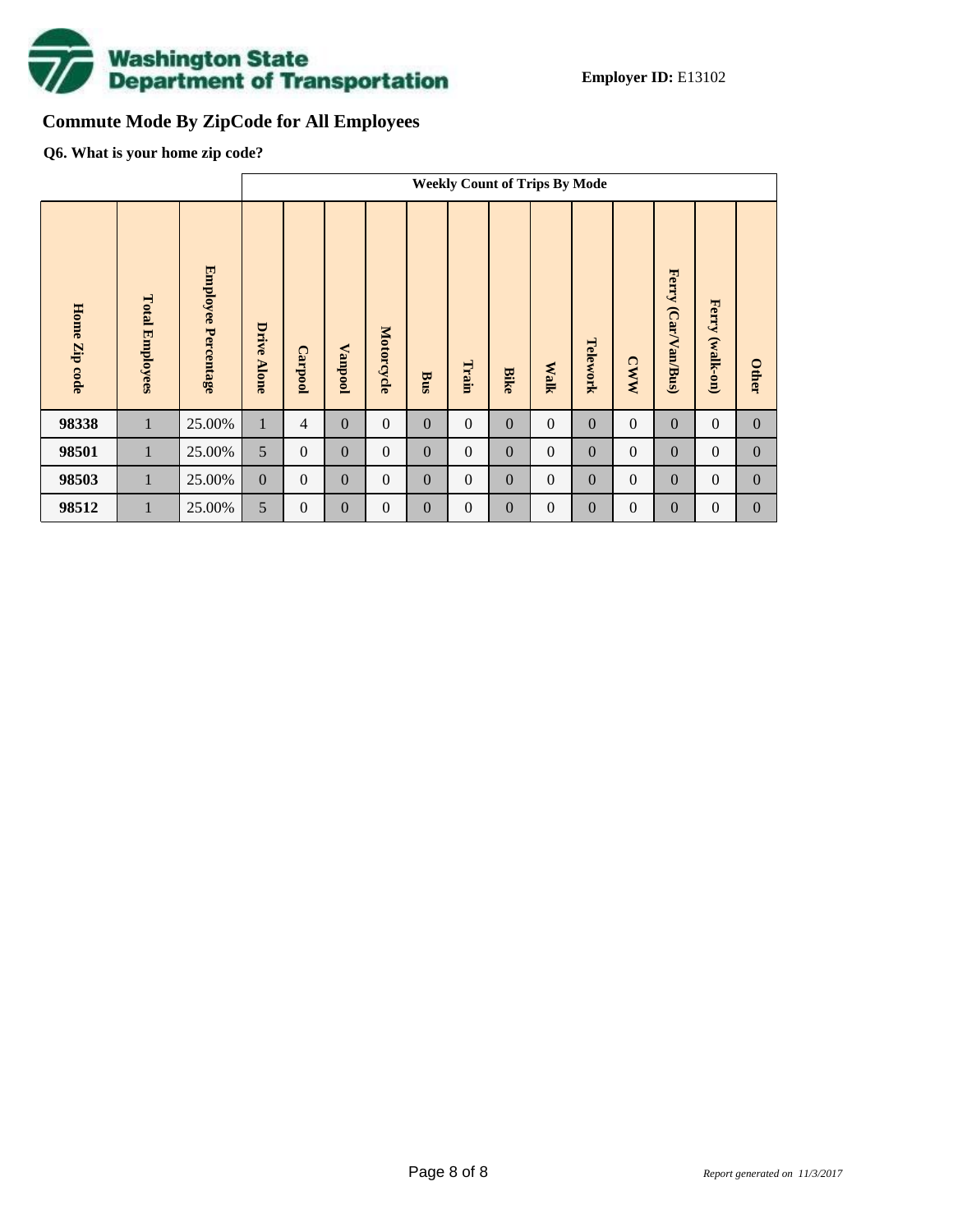**Employer ID:** E13102

## Commute Mode By ZipCode for All Employees

**Q6. What is your home zip code?**

| | | | Weekly Count of Trips By Mode | | | | | | | | | | | | | |
|---|---|---|---|---|---|---|---|---|---|---|---|---|---|---|---|---|
| **Home Zip code** | **Total Employees** | **Employee Percentage** | **Drive Alone** | **Carpool** | **Vanpool** | **Motorcycle** | **Bus** | **Train** | **Bike** | **Walk** | **Telework** | **CWW** | **Ferry (Car/Van/Bus)** | **Ferry (walk-on)** | **Other** |
| **98338** | 1 | 25.00% | 1 | 4 | 0 | 0 | 0 | 0 | 0 | 0 | 0 | 0 | 0 | 0 | 0 |
| **98501** | 1 | 25.00% | 5 | 0 | 0 | 0 | 0 | 0 | 0 | 0 | 0 | 0 | 0 | 0 | 0 |
| **98503** | 1 | 25.00% | 0 | 0 | 0 | 0 | 0 | 0 | 0 | 0 | 0 | 0 | 0 | 0 | 0 |
| **98512** | 1 | 25.00% | 5 | 0 | 0 | 0 | 0 | 0 | 0 | 0 | 0 | 0 | 0 | 0 | 0 |

*Report generated on 11/3/2017*